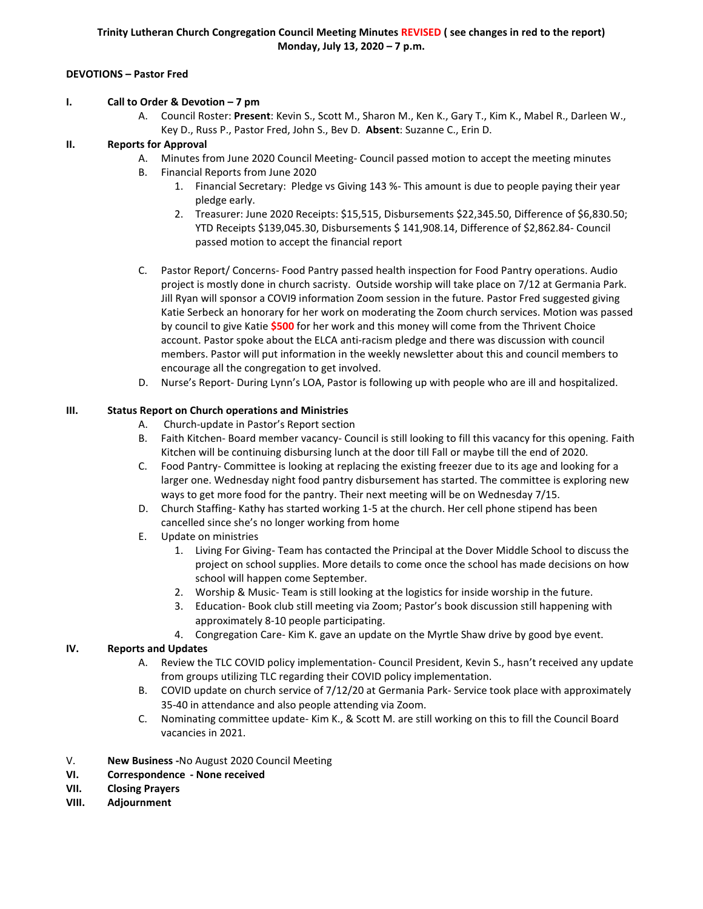**Trinity Lutheran Church Congregation Council Meeting Minutes REVISED ( see changes in red to the report)**
**Monday, July 13, 2020 – 7 p.m.**

**DEVOTIONS – Pastor Fred**

**I. Call to Order & Devotion – 7 pm**

A. Council Roster: **Present**: Kevin S., Scott M., Sharon M., Ken K., Gary T., Kim K., Mabel R., Darleen W., Key D., Russ P., Pastor Fred, John S., Bev D. **Absent**: Suzanne C., Erin D.

**II. Reports for Approval**

A. Minutes from June 2020 Council Meeting- Council passed motion to accept the meeting minutes

B. Financial Reports from June 2020

1. Financial Secretary: Pledge vs Giving 143 %- This amount is due to people paying their year pledge early.
2. Treasurer: June 2020 Receipts: $15,515, Disbursements $22,345.50, Difference of $6,830.50; YTD Receipts $139,045.30, Disbursements $ 141,908.14, Difference of $2,862.84- Council passed motion to accept the financial report

C. Pastor Report/ Concerns- Food Pantry passed health inspection for Food Pantry operations. Audio project is mostly done in church sacristy. Outside worship will take place on 7/12 at Germania Park. Jill Ryan will sponsor a COVI9 information Zoom session in the future. Pastor Fred suggested giving Katie Serbeck an honorary for her work on moderating the Zoom church services. Motion was passed by council to give Katie **$500** for her work and this money will come from the Thrivent Choice account. Pastor spoke about the ELCA anti-racism pledge and there was discussion with council members. Pastor will put information in the weekly newsletter about this and council members to encourage all the congregation to get involved.

D. Nurse's Report- During Lynn's LOA, Pastor is following up with people who are ill and hospitalized.

**III. Status Report on Church operations and Ministries**

A. Church-update in Pastor's Report section

B. Faith Kitchen- Board member vacancy- Council is still looking to fill this vacancy for this opening. Faith Kitchen will be continuing disbursing lunch at the door till Fall or maybe till the end of 2020.

C. Food Pantry- Committee is looking at replacing the existing freezer due to its age and looking for a larger one. Wednesday night food pantry disbursement has started. The committee is exploring new ways to get more food for the pantry. Their next meeting will be on Wednesday 7/15.

D. Church Staffing- Kathy has started working 1-5 at the church. Her cell phone stipend has been cancelled since she's no longer working from home

E. Update on ministries

1. Living For Giving- Team has contacted the Principal at the Dover Middle School to discuss the project on school supplies. More details to come once the school has made decisions on how school will happen come September.
2. Worship & Music- Team is still looking at the logistics for inside worship in the future.
3. Education- Book club still meeting via Zoom; Pastor's book discussion still happening with approximately 8-10 people participating.
4. Congregation Care- Kim K. gave an update on the Myrtle Shaw drive by good bye event.

**IV. Reports and Updates**

A. Review the TLC COVID policy implementation- Council President, Kevin S., hasn't received any update from groups utilizing TLC regarding their COVID policy implementation.

B. COVID update on church service of 7/12/20 at Germania Park- Service took place with approximately 35-40 in attendance and also people attending via Zoom.

C. Nominating committee update- Kim K., & Scott M. are still working on this to fill the Council Board vacancies in 2021.

V. **New Business -**No August 2020 Council Meeting

**VI. Correspondence - None received**

**VII. Closing Prayers**

**VIII. Adjournment**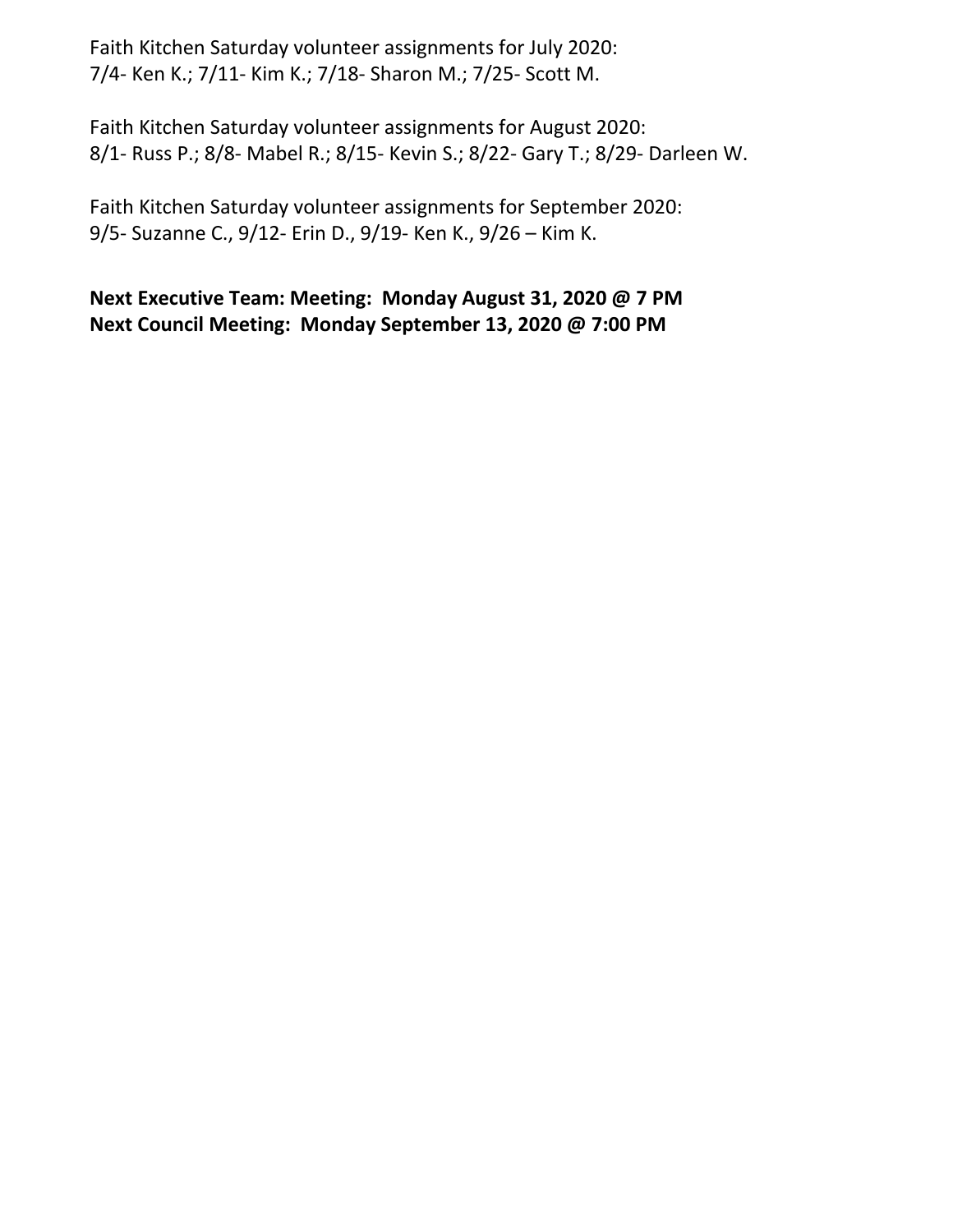Faith Kitchen Saturday volunteer assignments for July 2020:
7/4- Ken K.; 7/11- Kim K.; 7/18- Sharon M.; 7/25- Scott M.

Faith Kitchen Saturday volunteer assignments for August 2020:
8/1- Russ P.; 8/8- Mabel R.; 8/15- Kevin S.; 8/22- Gary T.; 8/29- Darleen W.

Faith Kitchen Saturday volunteer assignments for September 2020:
9/5- Suzanne C., 9/12- Erin D., 9/19- Ken K., 9/26 – Kim K.

**Next Executive Team: Meeting: Monday August 31, 2020 @ 7 PM**
**Next Council Meeting: Monday September 13, 2020 @ 7:00 PM**